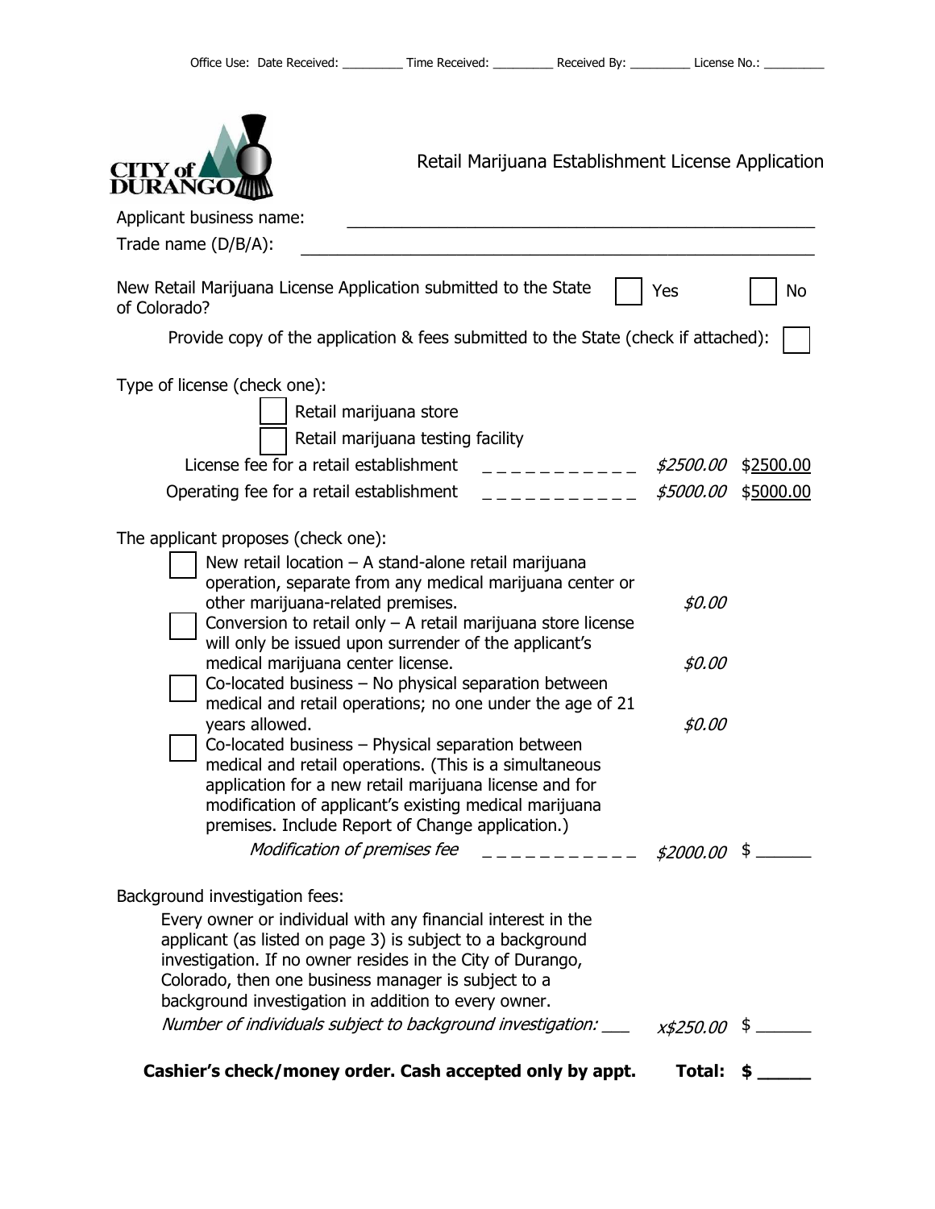Office Use: Date Received: _________ Time Received: _________ Received By: _________ License No.: _________

CITY of DURANGO

# Retail Marijuana Establishment License Application

Applicant business name: ____________________________________________

Trade name (D/B/A): ____________________________________________

New Retail Marijuana License Application submitted to the State of Colorado? ☐ Yes ☐ No

Provide copy of the application & fees submitted to the State (check if attached): ☐

Type of license (check one):

☐ Retail marijuana store

☐ Retail marijuana testing facility

License fee for a retail establishment _ _ _ _ _ _ _ _ _ _ _ *$2500.00* $2500.00

Operating fee for a retail establishment _ _ _ _ _ _ _ _ _ _ _ *$5000.00* $5000.00

The applicant proposes (check one):

☐ New retail location – A stand-alone retail marijuana operation, separate from any medical marijuana center or other marijuana-related premises. *$0.00*

☐ Conversion to retail only – A retail marijuana store license will only be issued upon surrender of the applicant's medical marijuana center license. *$0.00*

☐ Co-located business – No physical separation between medical and retail operations; no one under the age of 21 years allowed. *$0.00*

☐ Co-located business – Physical separation between medical and retail operations. (This is a simultaneous application for a new retail marijuana license and for modification of applicant's existing medical marijuana premises. Include Report of Change application.)

*Modification of premises fee* _ _ _ _ _ _ _ _ _ _ _ *$2000.00* $ ______

Background investigation fees:

Every owner or individual with any financial interest in the applicant (as listed on page 3) is subject to a background investigation. If no owner resides in the City of Durango, Colorado, then one business manager is subject to a background investigation in addition to every owner.

*Number of individuals subject to background investigation:* ___ *x$250.00* $ ______

**Cashier's check/money order. Cash accepted only by appt. Total: $ _____**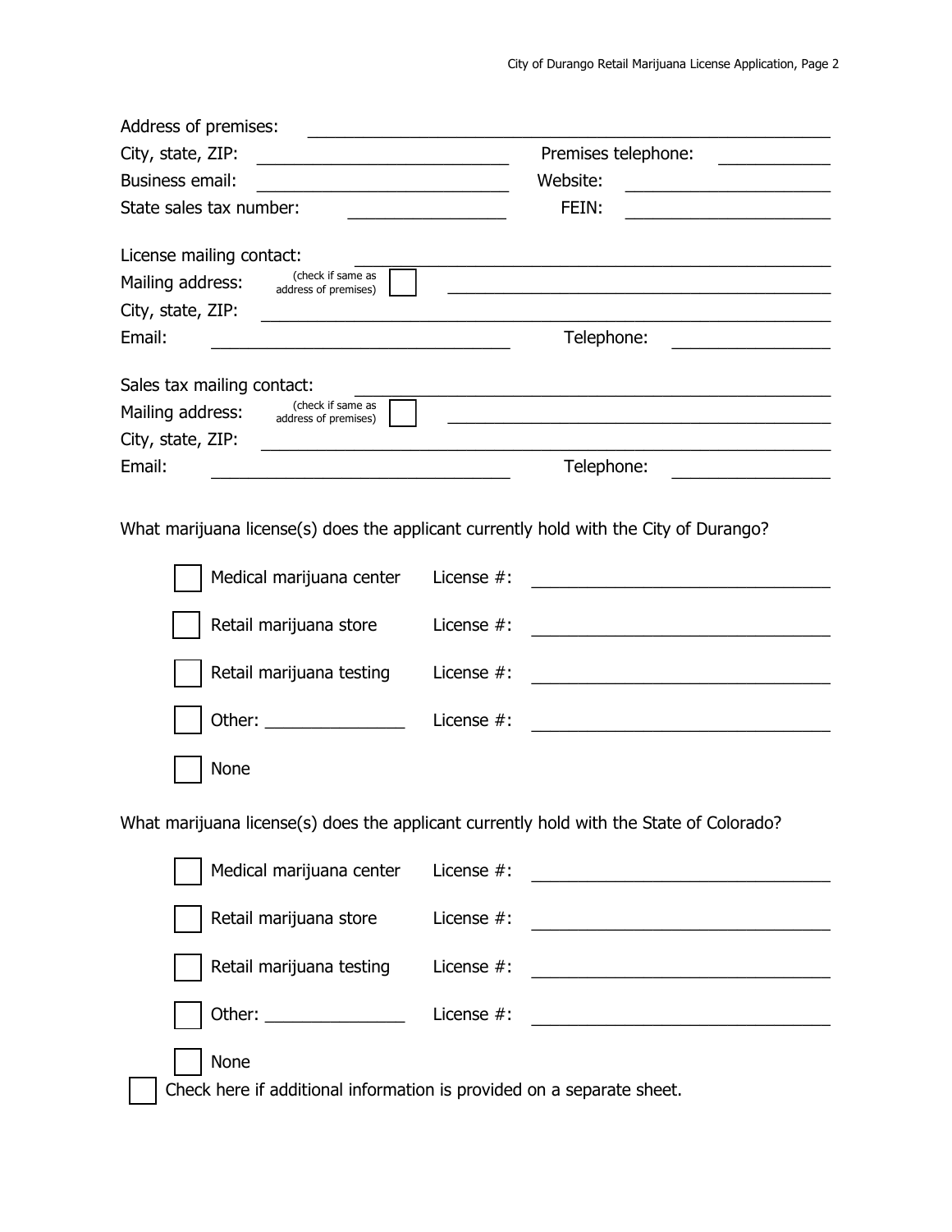Address of premises: ______________________________________________________

City, state, ZIP: ____________________________ Premises telephone: ____________

Business email: ____________________________ Website: ______________________

State sales tax number: _________________ FEIN: ______________________

License mailing contact: ______________________________________________________

Mailing address: (check if same as address of premises) ☐ ____________________________________________

City, state, ZIP: ______________________________________________________

Email: ________________________________ Telephone: _________________

Sales tax mailing contact: ______________________________________________________

Mailing address: (check if same as address of premises) ☐ ____________________________________________

City, state, ZIP: ______________________________________________________

Email: ________________________________ Telephone: _________________

What marijuana license(s) does the applicant currently hold with the City of Durango?

- ☐ Medical marijuana center License #: ________________________________
- ☐ Retail marijuana store License #: ________________________________
- ☐ Retail marijuana testing License #: ________________________________
- ☐ Other: _______________ License #: ________________________________
- ☐ None

What marijuana license(s) does the applicant currently hold with the State of Colorado?

- ☐ Medical marijuana center License #: ________________________________
- ☐ Retail marijuana store License #: ________________________________
- ☐ Retail marijuana testing License #: ________________________________
- ☐ Other: _______________ License #: ________________________________
- ☐ None

☐ Check here if additional information is provided on a separate sheet.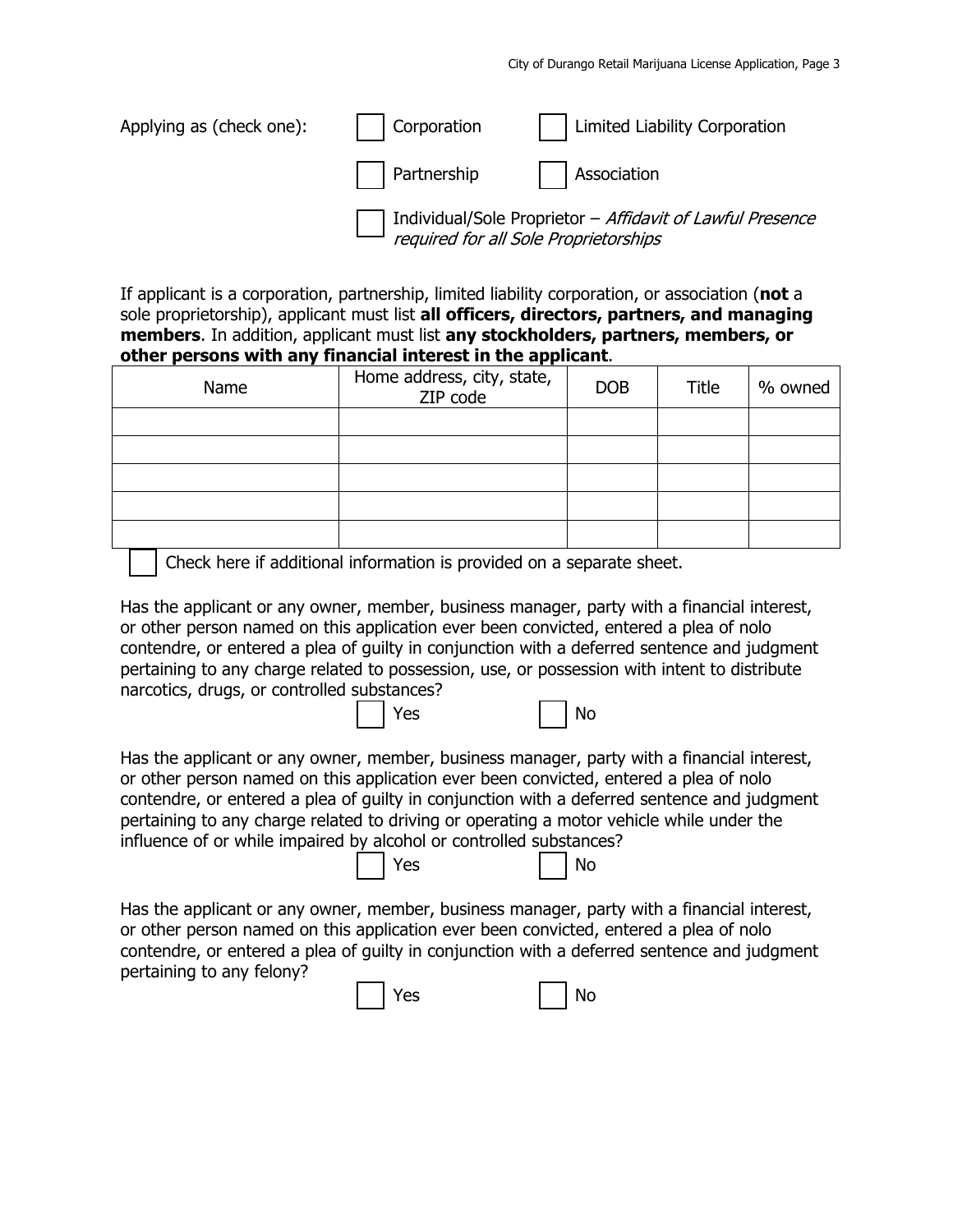Applying as (check one):

☐ Corporation ☐ Limited Liability Corporation

☐ Partnership ☐ Association

☐ Individual/Sole Proprietor – *Affidavit of Lawful Presence required for all Sole Proprietorships*

If applicant is a corporation, partnership, limited liability corporation, or association (**not** a sole proprietorship), applicant must list **all officers, directors, partners, and managing members**. In addition, applicant must list **any stockholders, partners, members, or other persons with any financial interest in the applicant**.

| Name | Home address, city, state, ZIP code | DOB | Title | % owned |
|---|---|---|---|---|
| | | | | |
| | | | | |
| | | | | |
| | | | | |
| | | | | |

☐ Check here if additional information is provided on a separate sheet.

Has the applicant or any owner, member, business manager, party with a financial interest, or other person named on this application ever been convicted, entered a plea of nolo contendre, or entered a plea of guilty in conjunction with a deferred sentence and judgment pertaining to any charge related to possession, use, or possession with intent to distribute narcotics, drugs, or controlled substances?

☐ Yes ☐ No

Has the applicant or any owner, member, business manager, party with a financial interest, or other person named on this application ever been convicted, entered a plea of nolo contendre, or entered a plea of guilty in conjunction with a deferred sentence and judgment pertaining to any charge related to driving or operating a motor vehicle while under the influence of or while impaired by alcohol or controlled substances?

☐ Yes ☐ No

Has the applicant or any owner, member, business manager, party with a financial interest, or other person named on this application ever been convicted, entered a plea of nolo contendre, or entered a plea of guilty in conjunction with a deferred sentence and judgment pertaining to any felony?

☐ Yes ☐ No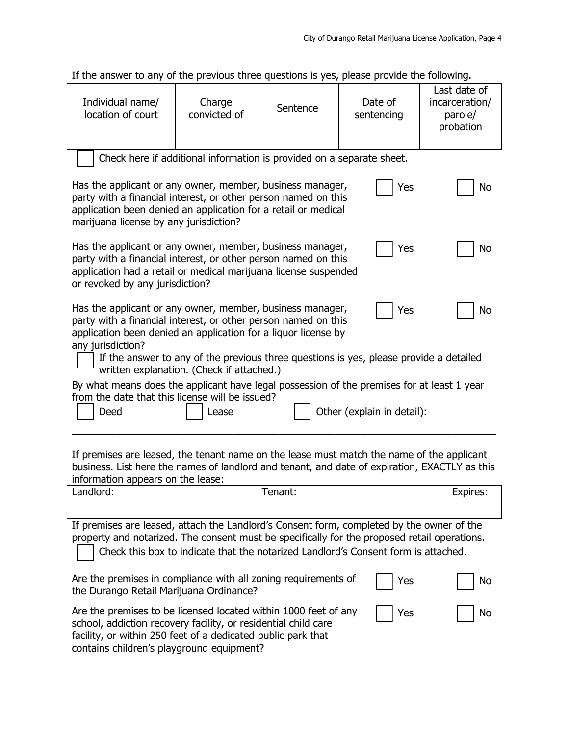If the answer to any of the previous three questions is yes, please provide the following.

| Individual name/ location of court | Charge convicted of | Sentence | Date of sentencing | Last date of incarceration/ parole/ probation |
|---|---|---|---|---|
| | | | | |

☐ Check here if additional information is provided on a separate sheet.

Has the applicant or any owner, member, business manager, party with a financial interest, or other person named on this application been denied an application for a retail or medical marijuana license by any jurisdiction? ☐ Yes ☐ No

Has the applicant or any owner, member, business manager, party with a financial interest, or other person named on this application had a retail or medical marijuana license suspended or revoked by any jurisdiction? ☐ Yes ☐ No

Has the applicant or any owner, member, business manager, party with a financial interest, or other person named on this application been denied an application for a liquor license by any jurisdiction? ☐ Yes ☐ No

☐ If the answer to any of the previous three questions is yes, please provide a detailed written explanation. (Check if attached.)

By what means does the applicant have legal possession of the premises for at least 1 year from the date that this license will be issued?

☐ Deed ☐ Lease ☐ Other (explain in detail):

\_\_\_\_\_\_\_\_\_\_\_\_\_\_\_\_\_\_\_\_\_\_\_\_\_\_\_\_\_\_\_\_\_\_\_\_\_\_\_\_\_\_\_\_\_\_\_\_\_\_\_\_\_\_\_\_\_\_\_\_\_\_\_\_\_\_\_\_\_\_\_\_\_\_\_\_

If premises are leased, the tenant name on the lease must match the name of the applicant business. List here the names of landlord and tenant, and date of expiration, EXACTLY as this information appears on the lease:

| Landlord: | Tenant: | Expires: |
|---|---|---|
| | | |

If premises are leased, attach the Landlord's Consent form, completed by the owner of the property and notarized. The consent must be specifically for the proposed retail operations.

☐ Check this box to indicate that the notarized Landlord's Consent form is attached.

Are the premises in compliance with all zoning requirements of the Durango Retail Marijuana Ordinance? ☐ Yes ☐ No

Are the premises to be licensed located within 1000 feet of any school, addiction recovery facility, or residential child care facility, or within 250 feet of a dedicated public park that contains children's playground equipment? ☐ Yes ☐ No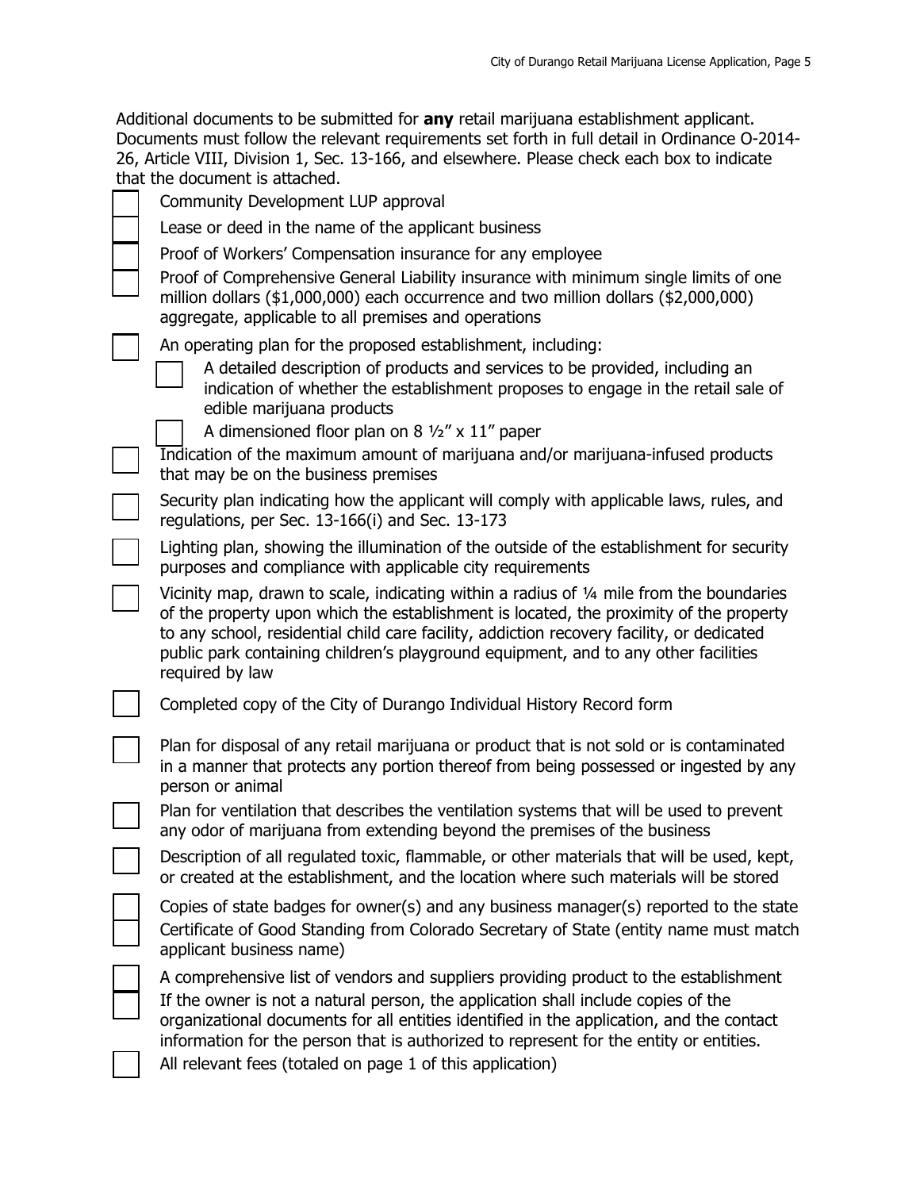Additional documents to be submitted for **any** retail marijuana establishment applicant. Documents must follow the relevant requirements set forth in full detail in Ordinance O-2014-26, Article VIII, Division 1, Sec. 13-166, and elsewhere. Please check each box to indicate that the document is attached.

- [ ] Community Development LUP approval
- [ ] Lease or deed in the name of the applicant business
- [ ] Proof of Workers' Compensation insurance for any employee
- [ ] Proof of Comprehensive General Liability insurance with minimum single limits of one million dollars ($1,000,000) each occurrence and two million dollars ($2,000,000) aggregate, applicable to all premises and operations
- [ ] An operating plan for the proposed establishment, including:
  - [ ] A detailed description of products and services to be provided, including an indication of whether the establishment proposes to engage in the retail sale of edible marijuana products
  - [ ] A dimensioned floor plan on 8 ½" x 11" paper
- [ ] Indication of the maximum amount of marijuana and/or marijuana-infused products that may be on the business premises
- [ ] Security plan indicating how the applicant will comply with applicable laws, rules, and regulations, per Sec. 13-166(i) and Sec. 13-173
- [ ] Lighting plan, showing the illumination of the outside of the establishment for security purposes and compliance with applicable city requirements
- [ ] Vicinity map, drawn to scale, indicating within a radius of ¼ mile from the boundaries of the property upon which the establishment is located, the proximity of the property to any school, residential child care facility, addiction recovery facility, or dedicated public park containing children's playground equipment, and to any other facilities required by law
- [ ] Completed copy of the City of Durango Individual History Record form
- [ ] Plan for disposal of any retail marijuana or product that is not sold or is contaminated in a manner that protects any portion thereof from being possessed or ingested by any person or animal
- [ ] Plan for ventilation that describes the ventilation systems that will be used to prevent any odor of marijuana from extending beyond the premises of the business
- [ ] Description of all regulated toxic, flammable, or other materials that will be used, kept, or created at the establishment, and the location where such materials will be stored
- [ ] Copies of state badges for owner(s) and any business manager(s) reported to the state
- [ ] Certificate of Good Standing from Colorado Secretary of State (entity name must match applicant business name)
- [ ] A comprehensive list of vendors and suppliers providing product to the establishment
- [ ] If the owner is not a natural person, the application shall include copies of the organizational documents for all entities identified in the application, and the contact information for the person that is authorized to represent for the entity or entities.
- [ ] All relevant fees (totaled on page 1 of this application)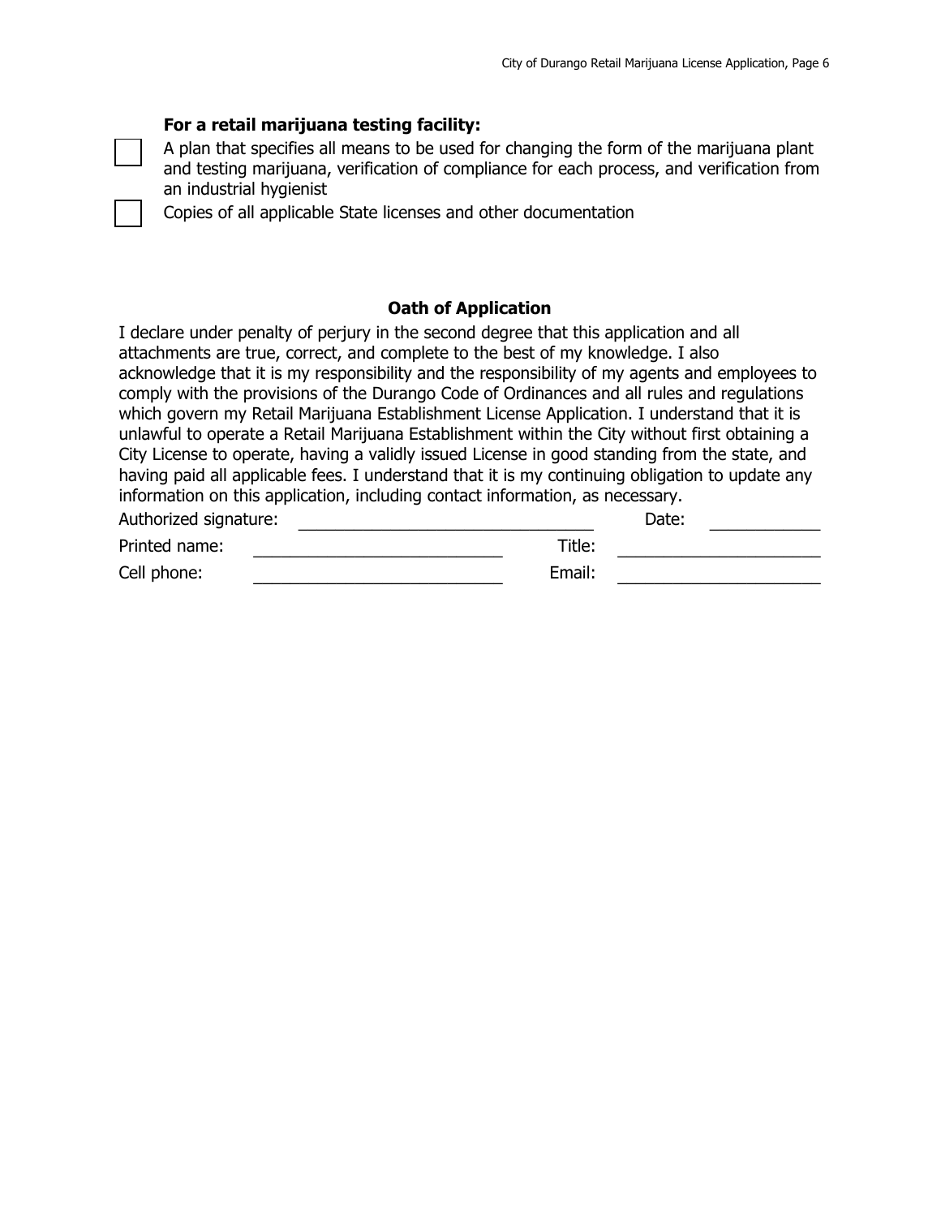**For a retail marijuana testing facility:**

- [ ] A plan that specifies all means to be used for changing the form of the marijuana plant and testing marijuana, verification of compliance for each process, and verification from an industrial hygienist
- [ ] Copies of all applicable State licenses and other documentation

## Oath of Application

I declare under penalty of perjury in the second degree that this application and all attachments are true, correct, and complete to the best of my knowledge. I also acknowledge that it is my responsibility and the responsibility of my agents and employees to comply with the provisions of the Durango Code of Ordinances and all rules and regulations which govern my Retail Marijuana Establishment License Application. I understand that it is unlawful to operate a Retail Marijuana Establishment within the City without first obtaining a City License to operate, having a validly issued License in good standing from the state, and having paid all applicable fees. I understand that it is my continuing obligation to update any information on this application, including contact information, as necessary.

Authorized signature: ______________________________ Date: ____________

Printed name: ___________________________ Title: ______________________

Cell phone: ___________________________ Email: ______________________